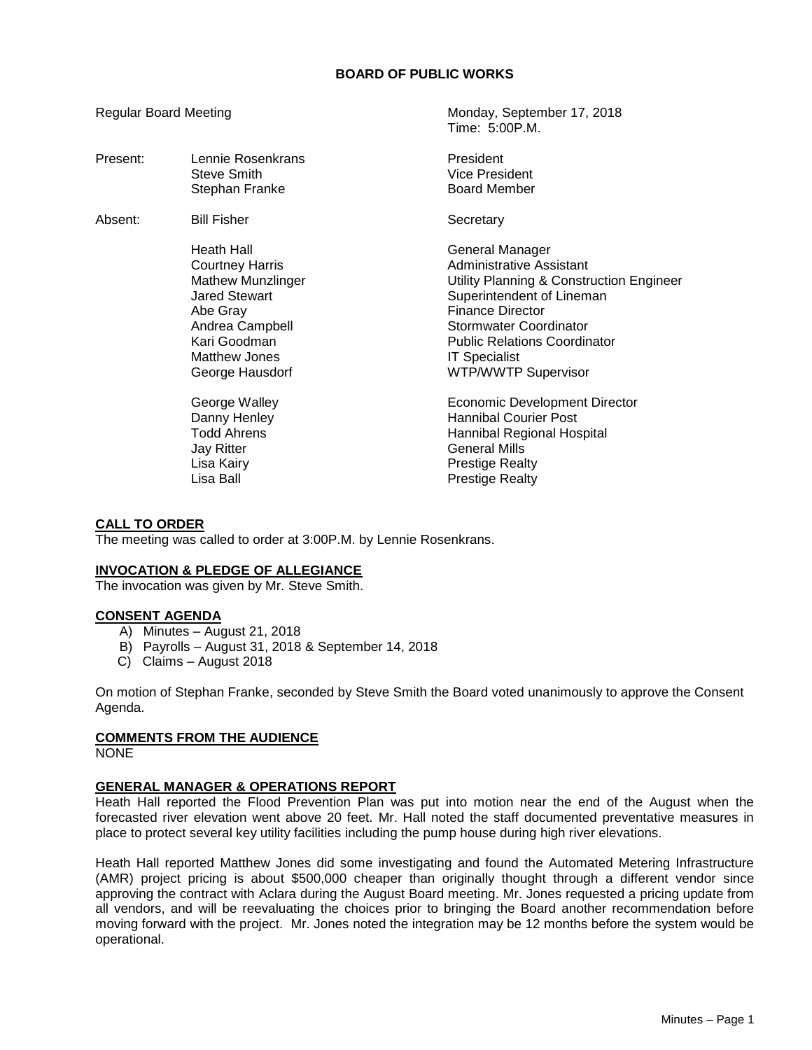# BOARD OF PUBLIC WORKS

Regular Board Meeting — Monday, September 17, 2018
Time: 5:00P.M.

| | | |
|---|---|---|
| Present: | Lennie Rosenkrans | President |
| | Steve Smith | Vice President |
| | Stephan Franke | Board Member |
| Absent: | Bill Fisher | Secretary |
| | Heath Hall | General Manager |
| | Courtney Harris | Administrative Assistant |
| | Mathew Munzlinger | Utility Planning & Construction Engineer |
| | Jared Stewart | Superintendent of Lineman |
| | Abe Gray | Finance Director |
| | Andrea Campbell | Stormwater Coordinator |
| | Kari Goodman | Public Relations Coordinator |
| | Matthew Jones | IT Specialist |
| | George Hausdorf | WTP/WWTP Supervisor |
| | George Walley | Economic Development Director |
| | Danny Henley | Hannibal Courier Post |
| | Todd Ahrens | Hannibal Regional Hospital |
| | Jay Ritter | General Mills |
| | Lisa Kairy | Prestige Realty |
| | Lisa Ball | Prestige Realty |

## CALL TO ORDER

The meeting was called to order at 3:00P.M. by Lennie Rosenkrans.

## INVOCATION & PLEDGE OF ALLEGIANCE

The invocation was given by Mr. Steve Smith.

## CONSENT AGENDA

A) Minutes – August 21, 2018
B) Payrolls – August 31, 2018 & September 14, 2018
C) Claims – August 2018

On motion of Stephan Franke, seconded by Steve Smith the Board voted unanimously to approve the Consent Agenda.

## COMMENTS FROM THE AUDIENCE

NONE

## GENERAL MANAGER & OPERATIONS REPORT

Heath Hall reported the Flood Prevention Plan was put into motion near the end of the August when the forecasted river elevation went above 20 feet. Mr. Hall noted the staff documented preventative measures in place to protect several key utility facilities including the pump house during high river elevations.

Heath Hall reported Matthew Jones did some investigating and found the Automated Metering Infrastructure (AMR) project pricing is about $500,000 cheaper than originally thought through a different vendor since approving the contract with Aclara during the August Board meeting. Mr. Jones requested a pricing update from all vendors, and will be reevaluating the choices prior to bringing the Board another recommendation before moving forward with the project. Mr. Jones noted the integration may be 12 months before the system would be operational.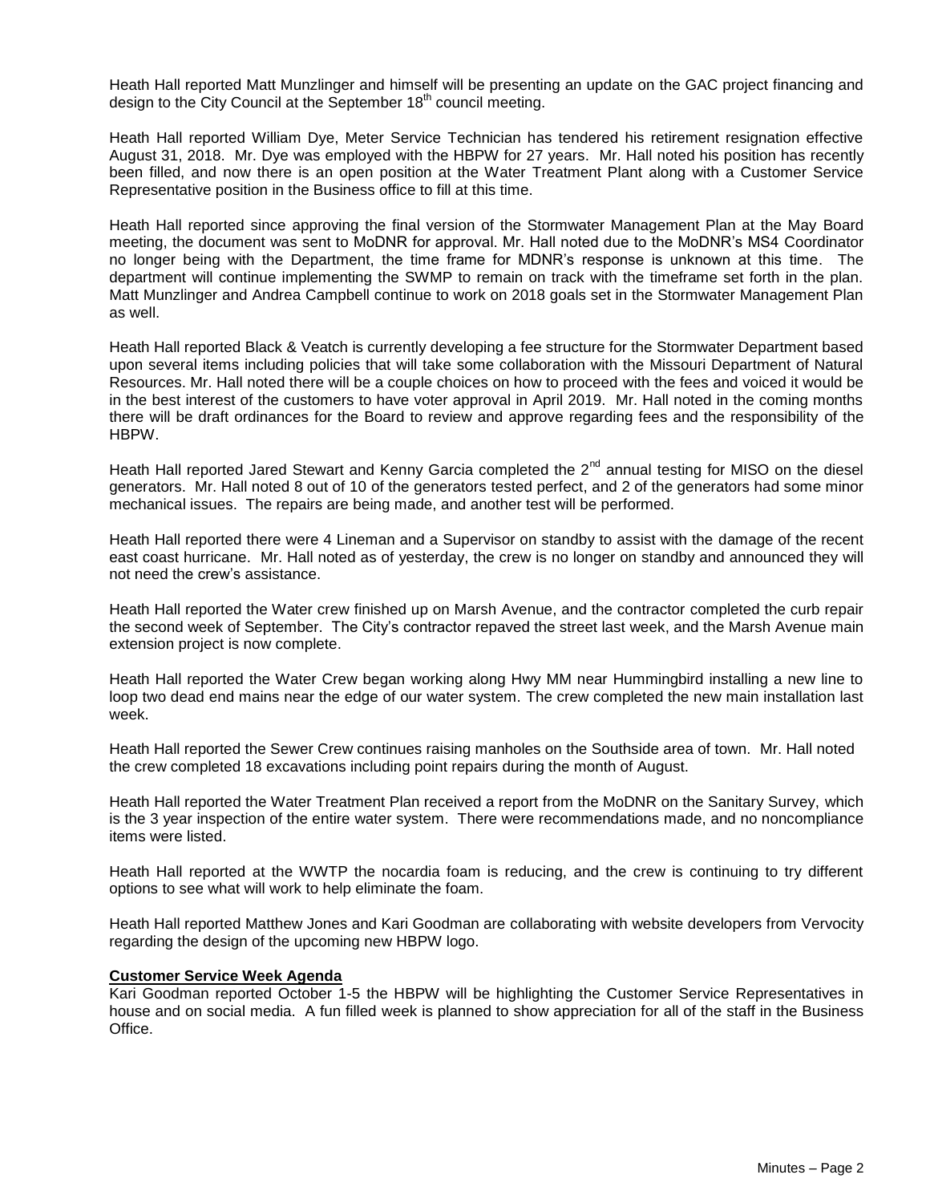Heath Hall reported Matt Munzlinger and himself will be presenting an update on the GAC project financing and design to the City Council at the September 18th council meeting.

Heath Hall reported William Dye, Meter Service Technician has tendered his retirement resignation effective August 31, 2018. Mr. Dye was employed with the HBPW for 27 years. Mr. Hall noted his position has recently been filled, and now there is an open position at the Water Treatment Plant along with a Customer Service Representative position in the Business office to fill at this time.

Heath Hall reported since approving the final version of the Stormwater Management Plan at the May Board meeting, the document was sent to MoDNR for approval. Mr. Hall noted due to the MoDNR's MS4 Coordinator no longer being with the Department, the time frame for MDNR's response is unknown at this time. The department will continue implementing the SWMP to remain on track with the timeframe set forth in the plan. Matt Munzlinger and Andrea Campbell continue to work on 2018 goals set in the Stormwater Management Plan as well.

Heath Hall reported Black & Veatch is currently developing a fee structure for the Stormwater Department based upon several items including policies that will take some collaboration with the Missouri Department of Natural Resources. Mr. Hall noted there will be a couple choices on how to proceed with the fees and voiced it would be in the best interest of the customers to have voter approval in April 2019. Mr. Hall noted in the coming months there will be draft ordinances for the Board to review and approve regarding fees and the responsibility of the HBPW.

Heath Hall reported Jared Stewart and Kenny Garcia completed the 2nd annual testing for MISO on the diesel generators. Mr. Hall noted 8 out of 10 of the generators tested perfect, and 2 of the generators had some minor mechanical issues. The repairs are being made, and another test will be performed.

Heath Hall reported there were 4 Lineman and a Supervisor on standby to assist with the damage of the recent east coast hurricane. Mr. Hall noted as of yesterday, the crew is no longer on standby and announced they will not need the crew's assistance.

Heath Hall reported the Water crew finished up on Marsh Avenue, and the contractor completed the curb repair the second week of September. The City's contractor repaved the street last week, and the Marsh Avenue main extension project is now complete.

Heath Hall reported the Water Crew began working along Hwy MM near Hummingbird installing a new line to loop two dead end mains near the edge of our water system. The crew completed the new main installation last week.

Heath Hall reported the Sewer Crew continues raising manholes on the Southside area of town. Mr. Hall noted the crew completed 18 excavations including point repairs during the month of August.

Heath Hall reported the Water Treatment Plan received a report from the MoDNR on the Sanitary Survey, which is the 3 year inspection of the entire water system. There were recommendations made, and no noncompliance items were listed.

Heath Hall reported at the WWTP the nocardia foam is reducing, and the crew is continuing to try different options to see what will work to help eliminate the foam.

Heath Hall reported Matthew Jones and Kari Goodman are collaborating with website developers from Vervocity regarding the design of the upcoming new HBPW logo.

**Customer Service Week Agenda**

Kari Goodman reported October 1-5 the HBPW will be highlighting the Customer Service Representatives in house and on social media. A fun filled week is planned to show appreciation for all of the staff in the Business Office.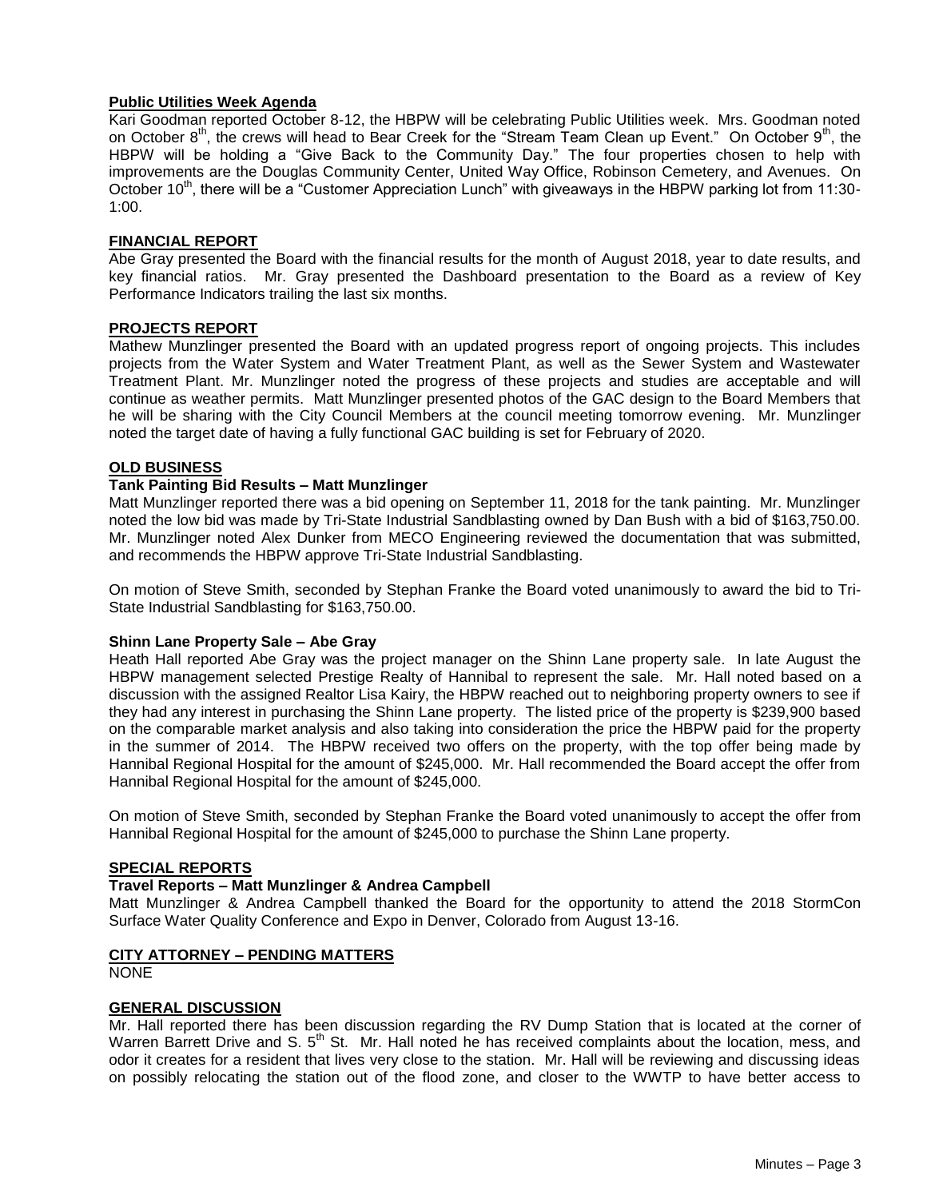**Public Utilities Week Agenda**

Kari Goodman reported October 8-12, the HBPW will be celebrating Public Utilities week. Mrs. Goodman noted on October 8th, the crews will head to Bear Creek for the "Stream Team Clean up Event." On October 9th, the HBPW will be holding a "Give Back to the Community Day." The four properties chosen to help with improvements are the Douglas Community Center, United Way Office, Robinson Cemetery, and Avenues. On October 10th, there will be a "Customer Appreciation Lunch" with giveaways in the HBPW parking lot from 11:30-1:00.

**FINANCIAL REPORT**

Abe Gray presented the Board with the financial results for the month of August 2018, year to date results, and key financial ratios. Mr. Gray presented the Dashboard presentation to the Board as a review of Key Performance Indicators trailing the last six months.

**PROJECTS REPORT**

Mathew Munzlinger presented the Board with an updated progress report of ongoing projects. This includes projects from the Water System and Water Treatment Plant, as well as the Sewer System and Wastewater Treatment Plant. Mr. Munzlinger noted the progress of these projects and studies are acceptable and will continue as weather permits. Matt Munzlinger presented photos of the GAC design to the Board Members that he will be sharing with the City Council Members at the council meeting tomorrow evening. Mr. Munzlinger noted the target date of having a fully functional GAC building is set for February of 2020.

**OLD BUSINESS**

**Tank Painting Bid Results – Matt Munzlinger**

Matt Munzlinger reported there was a bid opening on September 11, 2018 for the tank painting. Mr. Munzlinger noted the low bid was made by Tri-State Industrial Sandblasting owned by Dan Bush with a bid of $163,750.00. Mr. Munzlinger noted Alex Dunker from MECO Engineering reviewed the documentation that was submitted, and recommends the HBPW approve Tri-State Industrial Sandblasting.

On motion of Steve Smith, seconded by Stephan Franke the Board voted unanimously to award the bid to Tri-State Industrial Sandblasting for $163,750.00.

**Shinn Lane Property Sale – Abe Gray**

Heath Hall reported Abe Gray was the project manager on the Shinn Lane property sale. In late August the HBPW management selected Prestige Realty of Hannibal to represent the sale. Mr. Hall noted based on a discussion with the assigned Realtor Lisa Kairy, the HBPW reached out to neighboring property owners to see if they had any interest in purchasing the Shinn Lane property. The listed price of the property is $239,900 based on the comparable market analysis and also taking into consideration the price the HBPW paid for the property in the summer of 2014. The HBPW received two offers on the property, with the top offer being made by Hannibal Regional Hospital for the amount of $245,000. Mr. Hall recommended the Board accept the offer from Hannibal Regional Hospital for the amount of $245,000.

On motion of Steve Smith, seconded by Stephan Franke the Board voted unanimously to accept the offer from Hannibal Regional Hospital for the amount of $245,000 to purchase the Shinn Lane property.

**SPECIAL REPORTS**

**Travel Reports – Matt Munzlinger & Andrea Campbell**

Matt Munzlinger & Andrea Campbell thanked the Board for the opportunity to attend the 2018 StormCon Surface Water Quality Conference and Expo in Denver, Colorado from August 13-16.

**CITY ATTORNEY – PENDING MATTERS**

NONE

**GENERAL DISCUSSION**

Mr. Hall reported there has been discussion regarding the RV Dump Station that is located at the corner of Warren Barrett Drive and S. 5th St. Mr. Hall noted he has received complaints about the location, mess, and odor it creates for a resident that lives very close to the station. Mr. Hall will be reviewing and discussing ideas on possibly relocating the station out of the flood zone, and closer to the WWTP to have better access to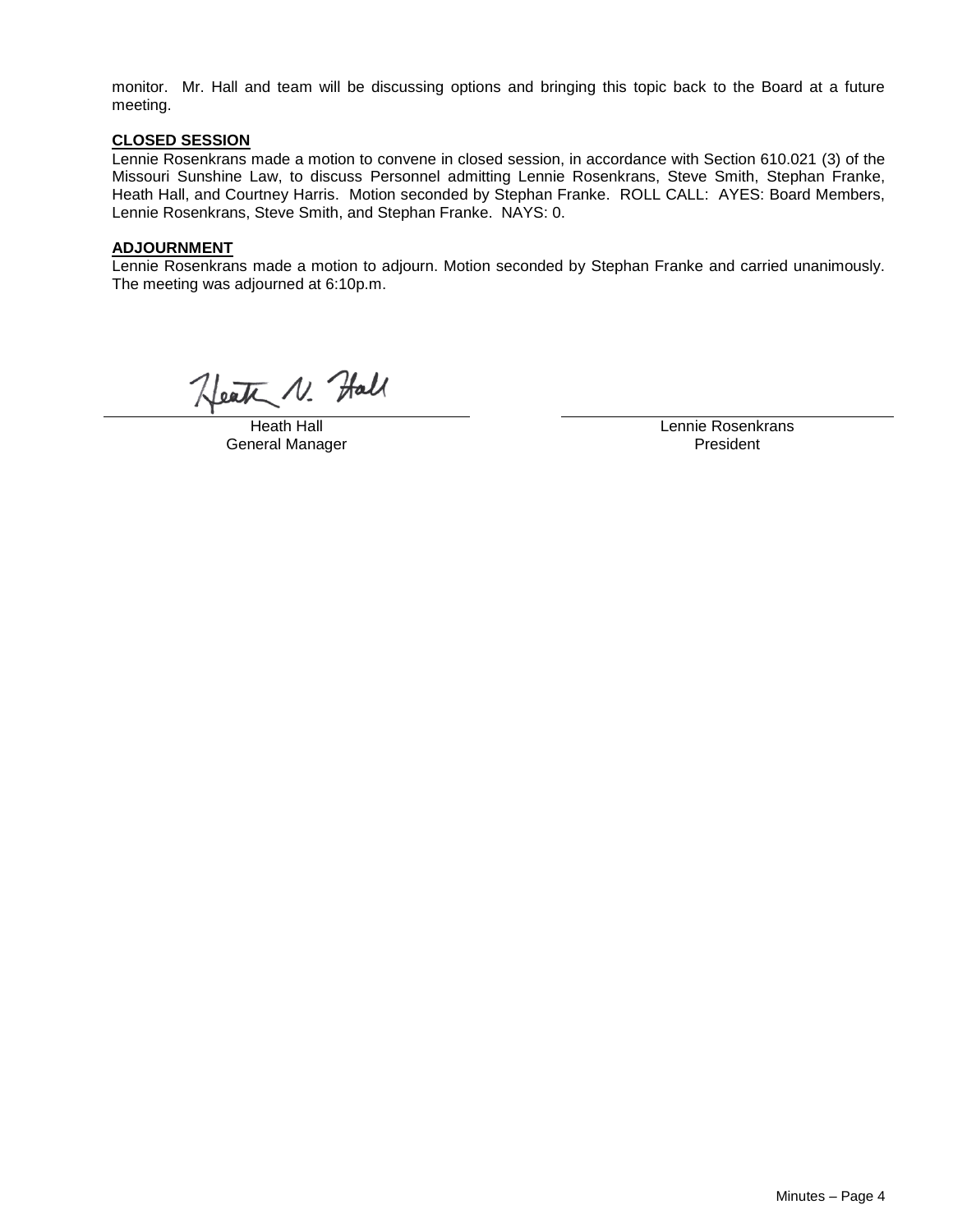monitor. Mr. Hall and team will be discussing options and bringing this topic back to the Board at a future meeting.

**CLOSED SESSION**

Lennie Rosenkrans made a motion to convene in closed session, in accordance with Section 610.021 (3) of the Missouri Sunshine Law, to discuss Personnel admitting Lennie Rosenkrans, Steve Smith, Stephan Franke, Heath Hall, and Courtney Harris. Motion seconded by Stephan Franke. ROLL CALL: AYES: Board Members, Lennie Rosenkrans, Steve Smith, and Stephan Franke. NAYS: 0.

**ADJOURNMENT**

Lennie Rosenkrans made a motion to adjourn. Motion seconded by Stephan Franke and carried unanimously. The meeting was adjourned at 6:10p.m.

Heath N. Hall

Heath Hall
General Manager

Lennie Rosenkrans
President